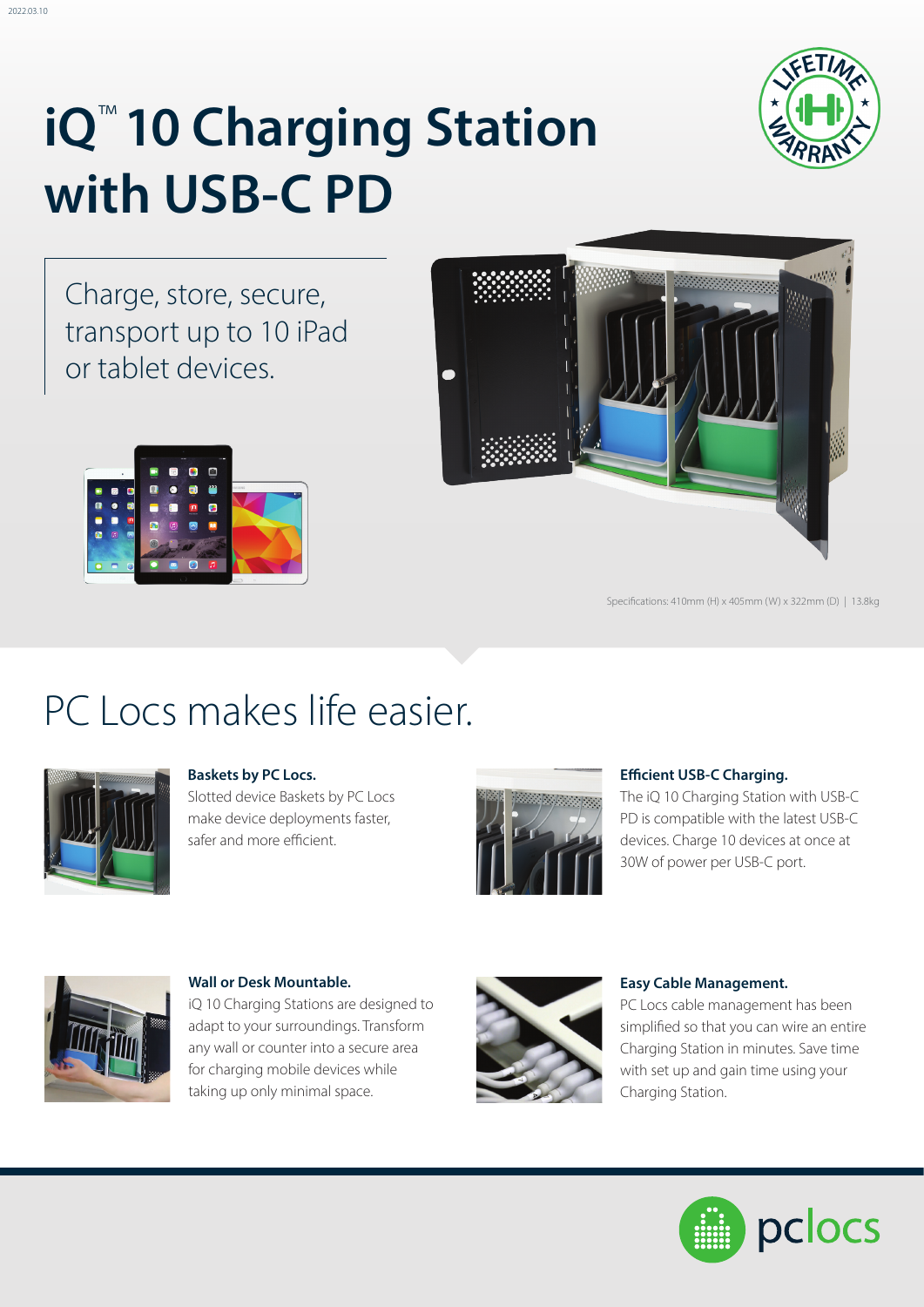2022.03.10

# iQ™ 10 Charging Station with USB-C PD

Charge, store, secure, transport up to 10 iPad or tablet devices.

Specifications: 410mm (H) x 405mm (W) x 322mm (D) | 13.8kg

## PC Locs makes life easier.

**Baskets by PC Locs.**
Slotted device Baskets by PC Locs make device deployments faster, safer and more efficient.

**Efficient USB-C Charging.**
The iQ 10 Charging Station with USB-C PD is compatible with the latest USB-C devices. Charge 10 devices at once at 30W of power per USB-C port.

**Wall or Desk Mountable.**
iQ 10 Charging Stations are designed to adapt to your surroundings. Transform any wall or counter into a secure area for charging mobile devices while taking up only minimal space.

**Easy Cable Management.**
PC Locs cable management has been simplified so that you can wire an entire Charging Station in minutes. Save time with set up and gain time using your Charging Station.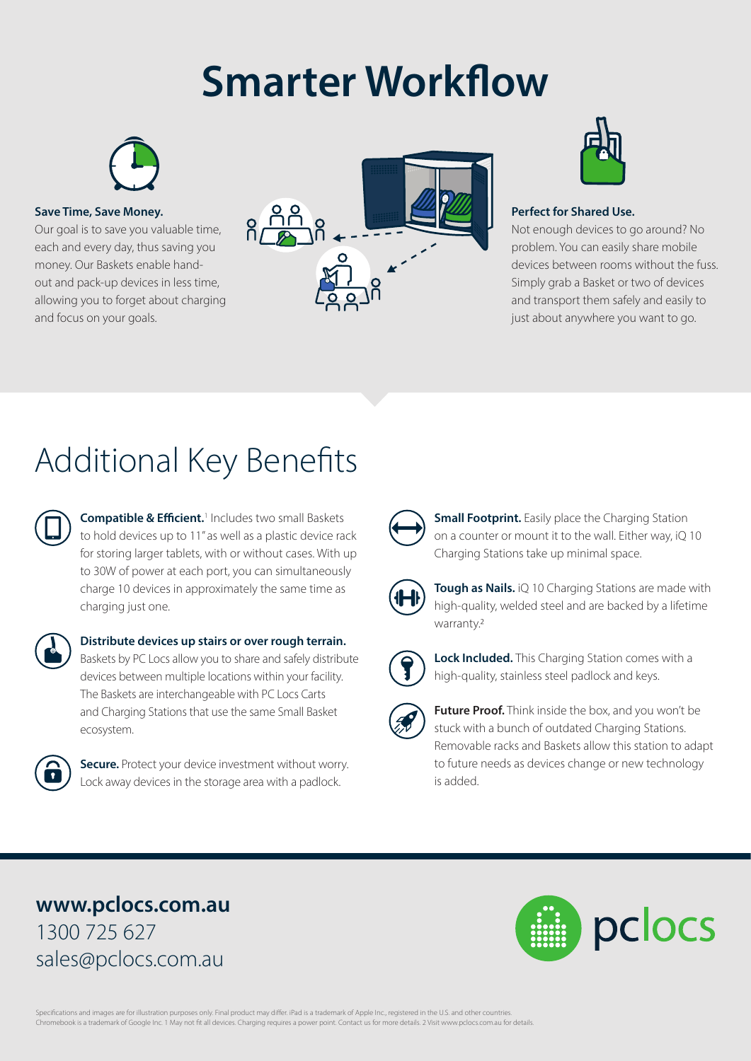# Smarter Workflow

**Save Time, Save Money.**
Our goal is to save you valuable time, each and every day, thus saving you money. Our Baskets enable hand-out and pack-up devices in less time, allowing you to forget about charging and focus on your goals.

**Perfect for Shared Use.**
Not enough devices to go around? No problem. You can easily share mobile devices between rooms without the fuss. Simply grab a Basket or two of devices and transport them safely and easily to just about anywhere you want to go.

# Additional Key Benefits

**Compatible & Efficient.**[1] Includes two small Baskets to hold devices up to 11" as well as a plastic device rack for storing larger tablets, with or without cases. With up to 30W of power at each port, you can simultaneously charge 10 devices in approximately the same time as charging just one.

**Distribute devices up stairs or over rough terrain.**
Baskets by PC Locs allow you to share and safely distribute devices between multiple locations within your facility. The Baskets are interchangeable with PC Locs Carts and Charging Stations that use the same Small Basket ecosystem.

**Secure.** Protect your device investment without worry. Lock away devices in the storage area with a padlock.

**Small Footprint.** Easily place the Charging Station on a counter or mount it to the wall. Either way, iQ 10 Charging Stations take up minimal space.

**Tough as Nails.** iQ 10 Charging Stations are made with high-quality, welded steel and are backed by a lifetime warranty.[2]

**Lock Included.** This Charging Station comes with a high-quality, stainless steel padlock and keys.

**Future Proof.** Think inside the box, and you won't be stuck with a bunch of outdated Charging Stations. Removable racks and Baskets allow this station to adapt to future needs as devices change or new technology is added.

**www.pclocs.com.au**
1300 725 627
sales@pclocs.com.au

pclocs

Specifications and images are for illustration purposes only. Final product may differ. iPad is a trademark of Apple Inc., registered in the U.S. and other countries. Chromebook is a trademark of Google Inc. 1 May not fit all devices. Charging requires a power point. Contact us for more details. 2 Visit www.pclocs.com.au for details.